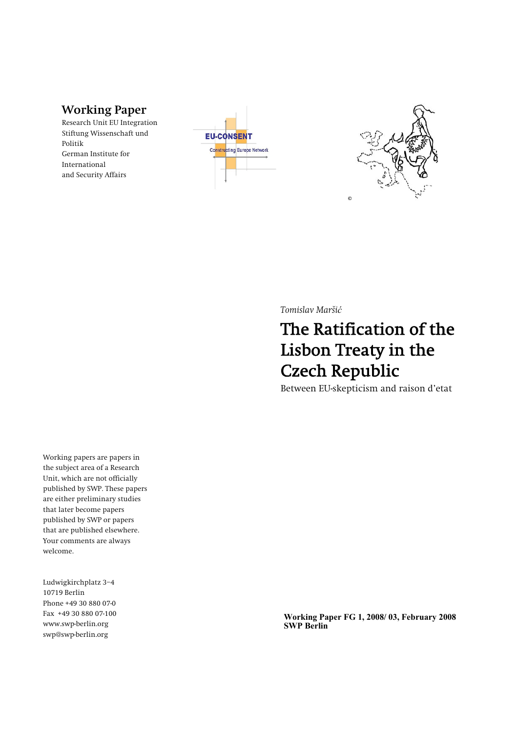**Working Paper**

Research Unit EU Integration
Stiftung Wissenschaft und Politik
German Institute for International and Security Affairs

EU-CONSENT
Constructing Europe Network

*Tomislav Maršić*

# The Ratification of the Lisbon Treaty in the Czech Republic

Between EU-skepticism and raison d'etat

Working papers are papers in the subject area of a Research Unit, which are not officially published by SWP. These papers are either preliminary studies that later become papers published by SWP or papers that are published elsewhere. Your comments are always welcome.

Ludwigkirchplatz 3−4
10719 Berlin
Phone +49 30 880 07-0
Fax +49 30 880 07-100
www.swp-berlin.org
swp@swp-berlin.org

**Working Paper FG 1, 2008/ 03, February 2008**
**SWP Berlin**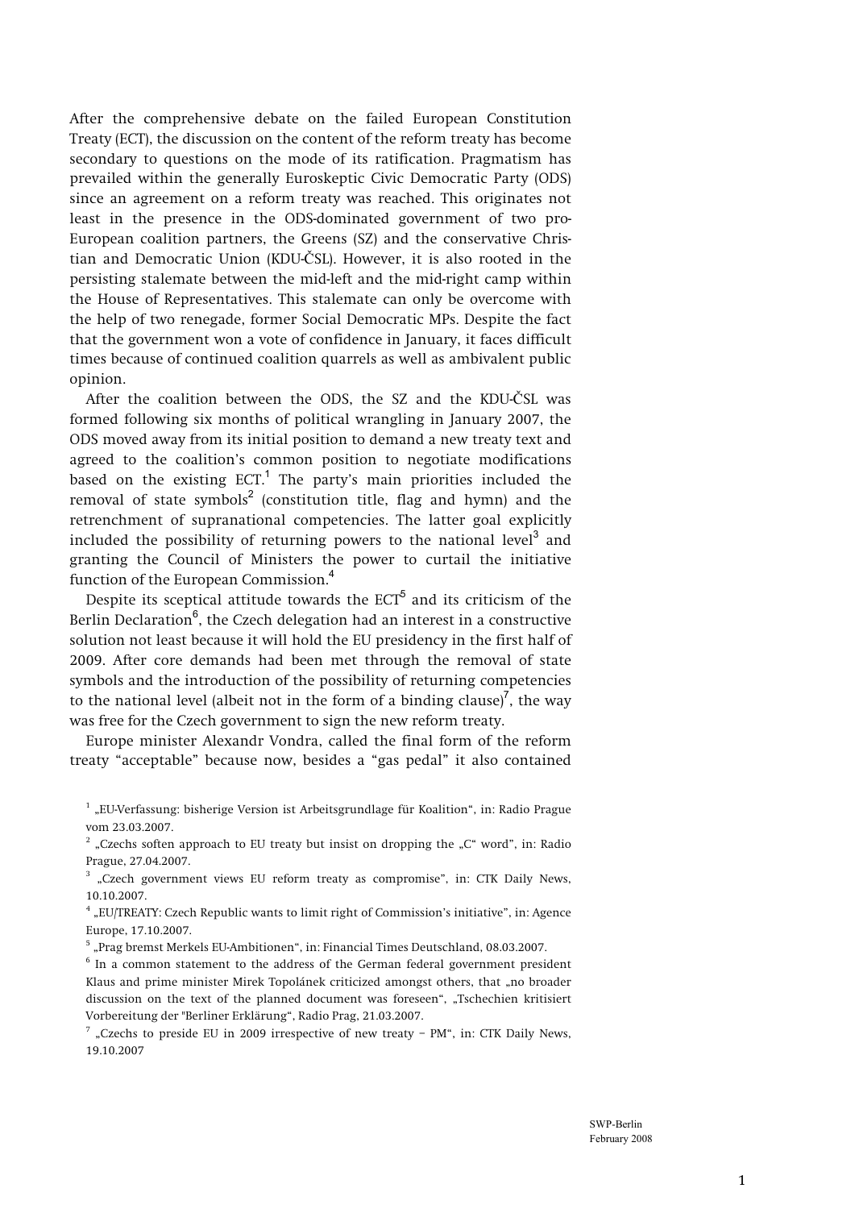After the comprehensive debate on the failed European Constitution Treaty (ECT), the discussion on the content of the reform treaty has become secondary to questions on the mode of its ratification. Pragmatism has prevailed within the generally Euroskeptic Civic Democratic Party (ODS) since an agreement on a reform treaty was reached. This originates not least in the presence in the ODS-dominated government of two pro-European coalition partners, the Greens (SZ) and the conservative Christian and Democratic Union (KDU-ČSL). However, it is also rooted in the persisting stalemate between the mid-left and the mid-right camp within the House of Representatives. This stalemate can only be overcome with the help of two renegade, former Social Democratic MPs. Despite the fact that the government won a vote of confidence in January, it faces difficult times because of continued coalition quarrels as well as ambivalent public opinion.

After the coalition between the ODS, the SZ and the KDU-ČSL was formed following six months of political wrangling in January 2007, the ODS moved away from its initial position to demand a new treaty text and agreed to the coalition's common position to negotiate modifications based on the existing ECT.[1] The party's main priorities included the removal of state symbols[2] (constitution title, flag and hymn) and the retrenchment of supranational competencies. The latter goal explicitly included the possibility of returning powers to the national level[3] and granting the Council of Ministers the power to curtail the initiative function of the European Commission.[4]

Despite its sceptical attitude towards the ECT[5] and its criticism of the Berlin Declaration[6], the Czech delegation had an interest in a constructive solution not least because it will hold the EU presidency in the first half of 2009. After core demands had been met through the removal of state symbols and the introduction of the possibility of returning competencies to the national level (albeit not in the form of a binding clause)[7], the way was free for the Czech government to sign the new reform treaty.

Europe minister Alexandr Vondra, called the final form of the reform treaty "acceptable" because now, besides a "gas pedal" it also contained

[1] „EU-Verfassung: bisherige Version ist Arbeitsgrundlage für Koalition", in: Radio Prague vom 23.03.2007.

[2] „Czechs soften approach to EU treaty but insist on dropping the „C" word", in: Radio Prague, 27.04.2007.

[3] „Czech government views EU reform treaty as compromise", in: CTK Daily News, 10.10.2007.

[4] „EU/TREATY: Czech Republic wants to limit right of Commission's initiative", in: Agence Europe, 17.10.2007.

[5] „Prag bremst Merkels EU-Ambitionen", in: Financial Times Deutschland, 08.03.2007.

[6] In a common statement to the address of the German federal government president Klaus and prime minister Mirek Topolánek criticized amongst others, that „no broader discussion on the text of the planned document was foreseen", „Tschechien kritisiert Vorbereitung der "Berliner Erklärung", Radio Prag, 21.03.2007.

[7] „Czechs to preside EU in 2009 irrespective of new treaty – PM", in: CTK Daily News, 19.10.2007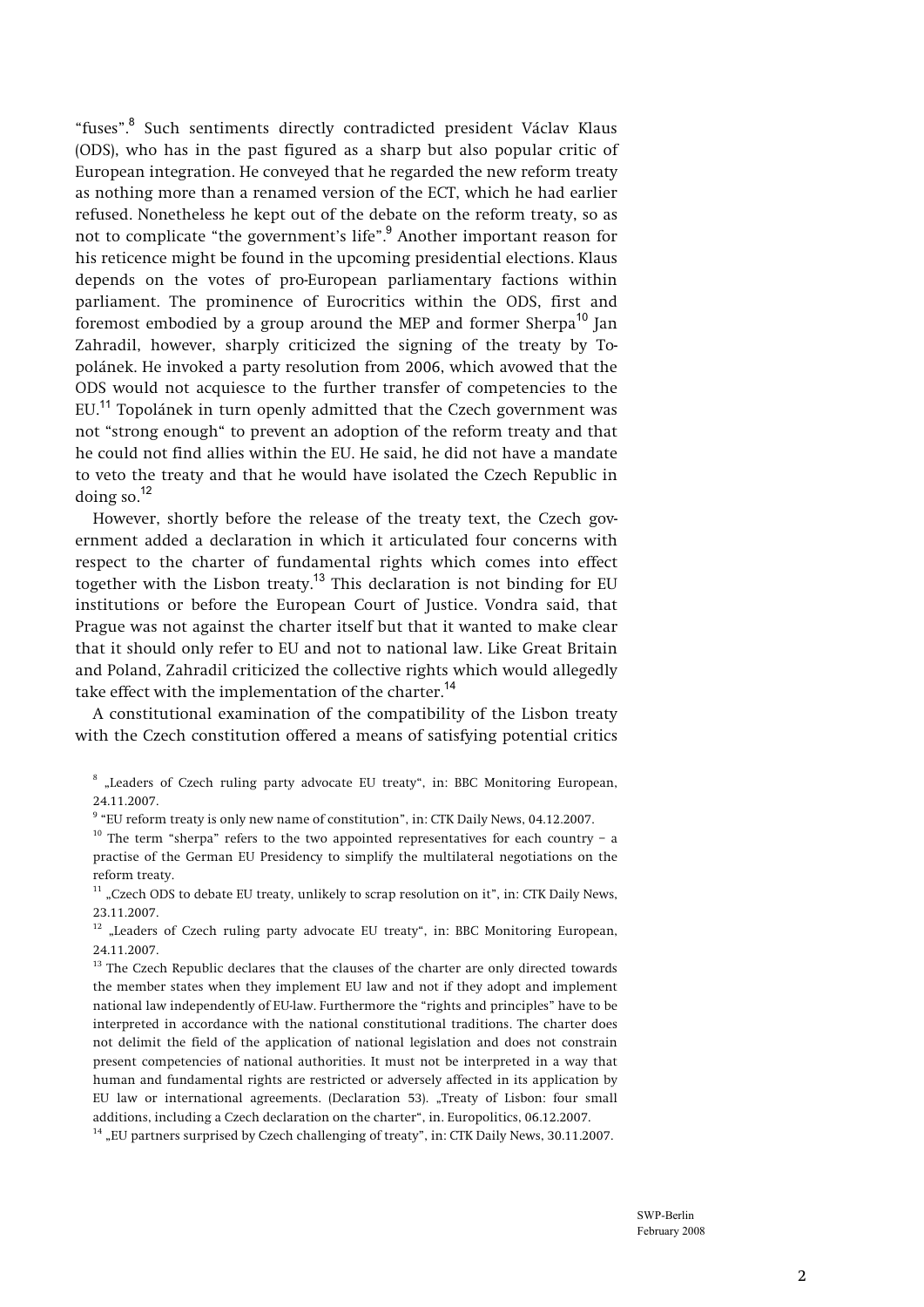"fuses".[8] Such sentiments directly contradicted president Václav Klaus (ODS), who has in the past figured as a sharp but also popular critic of European integration. He conveyed that he regarded the new reform treaty as nothing more than a renamed version of the ECT, which he had earlier refused. Nonetheless he kept out of the debate on the reform treaty, so as not to complicate "the government's life".[9] Another important reason for his reticence might be found in the upcoming presidential elections. Klaus depends on the votes of pro-European parliamentary factions within parliament. The prominence of Eurocritics within the ODS, first and foremost embodied by a group around the MEP and former Sherpa[10] Jan Zahradil, however, sharply criticized the signing of the treaty by Topolánek. He invoked a party resolution from 2006, which avowed that the ODS would not acquiesce to the further transfer of competencies to the EU.[11] Topolánek in turn openly admitted that the Czech government was not "strong enough" to prevent an adoption of the reform treaty and that he could not find allies within the EU. He said, he did not have a mandate to veto the treaty and that he would have isolated the Czech Republic in doing so.[12]

However, shortly before the release of the treaty text, the Czech government added a declaration in which it articulated four concerns with respect to the charter of fundamental rights which comes into effect together with the Lisbon treaty.[13] This declaration is not binding for EU institutions or before the European Court of Justice. Vondra said, that Prague was not against the charter itself but that it wanted to make clear that it should only refer to EU and not to national law. Like Great Britain and Poland, Zahradil criticized the collective rights which would allegedly take effect with the implementation of the charter.[14]

A constitutional examination of the compatibility of the Lisbon treaty with the Czech constitution offered a means of satisfying potential critics

---

[8] „Leaders of Czech ruling party advocate EU treaty", in: BBC Monitoring European, 24.11.2007.

[9] "EU reform treaty is only new name of constitution", in: CTK Daily News, 04.12.2007.

[10] The term "sherpa" refers to the two appointed representatives for each country – a practise of the German EU Presidency to simplify the multilateral negotiations on the reform treaty.

[11] „Czech ODS to debate EU treaty, unlikely to scrap resolution on it", in: CTK Daily News, 23.11.2007.

[12] „Leaders of Czech ruling party advocate EU treaty", in: BBC Monitoring European, 24.11.2007.

[13] The Czech Republic declares that the clauses of the charter are only directed towards the member states when they implement EU law and not if they adopt and implement national law independently of EU-law. Furthermore the "rights and principles" have to be interpreted in accordance with the national constitutional traditions. The charter does not delimit the field of the application of national legislation and does not constrain present competencies of national authorities. It must not be interpreted in a way that human and fundamental rights are restricted or adversely affected in its application by EU law or international agreements. (Declaration 53). „Treaty of Lisbon: four small additions, including a Czech declaration on the charter", in. Europolitics, 06.12.2007.

[14] „EU partners surprised by Czech challenging of treaty", in: CTK Daily News, 30.11.2007.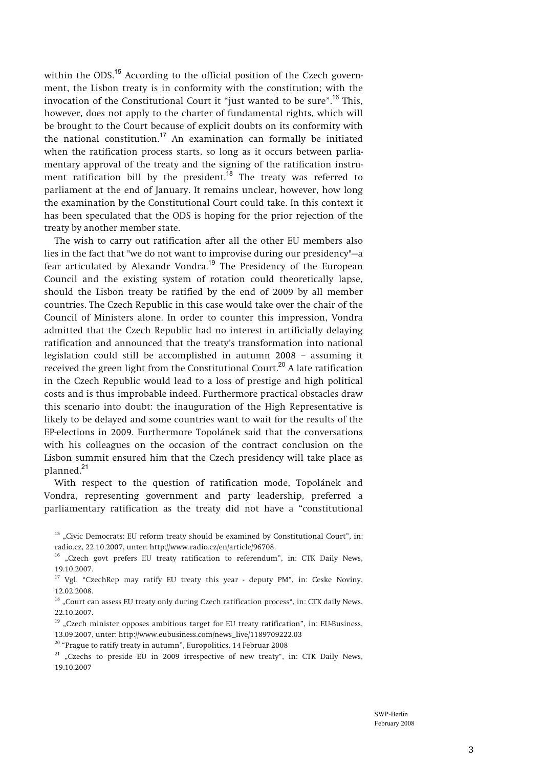within the ODS.[15] According to the official position of the Czech government, the Lisbon treaty is in conformity with the constitution; with the invocation of the Constitutional Court it "just wanted to be sure".[16] This, however, does not apply to the charter of fundamental rights, which will be brought to the Court because of explicit doubts on its conformity with the national constitution.[17] An examination can formally be initiated when the ratification process starts, so long as it occurs between parliamentary approval of the treaty and the signing of the ratification instrument ratification bill by the president.[18] The treaty was referred to parliament at the end of January. It remains unclear, however, how long the examination by the Constitutional Court could take. In this context it has been speculated that the ODS is hoping for the prior rejection of the treaty by another member state.

The wish to carry out ratification after all the other EU members also lies in the fact that "we do not want to improvise during our presidency"—a fear articulated by Alexandr Vondra.[19] The Presidency of the European Council and the existing system of rotation could theoretically lapse, should the Lisbon treaty be ratified by the end of 2009 by all member countries. The Czech Republic in this case would take over the chair of the Council of Ministers alone. In order to counter this impression, Vondra admitted that the Czech Republic had no interest in artificially delaying ratification and announced that the treaty's transformation into national legislation could still be accomplished in autumn 2008 – assuming it received the green light from the Constitutional Court.[20] A late ratification in the Czech Republic would lead to a loss of prestige and high political costs and is thus improbable indeed. Furthermore practical obstacles draw this scenario into doubt: the inauguration of the High Representative is likely to be delayed and some countries want to wait for the results of the EP-elections in 2009. Furthermore Topolánek said that the conversations with his colleagues on the occasion of the contract conclusion on the Lisbon summit ensured him that the Czech presidency will take place as planned.[21]

With respect to the question of ratification mode, Topolánek and Vondra, representing government and party leadership, preferred a parliamentary ratification as the treaty did not have a "constitutional

[15] „Civic Democrats: EU reform treaty should be examined by Constitutional Court", in: radio.cz, 22.10.2007, unter: http://www.radio.cz/en/article/96708.

[16] „Czech govt prefers EU treaty ratification to referendum", in: CTK Daily News, 19.10.2007.

[17] Vgl. "CzechRep may ratify EU treaty this year - deputy PM", in: Ceske Noviny, 12.02.2008.

[18] „Court can assess EU treaty only during Czech ratification process", in: CTK daily News, 22.10.2007.

[19] „Czech minister opposes ambitious target for EU treaty ratification", in: EU-Business, 13.09.2007, unter: http://www.eubusiness.com/news_live/1189709222.03

[20] "Prague to ratify treaty in autumn", Europolitics, 14 Februar 2008

[21] „Czechs to preside EU in 2009 irrespective of new treaty", in: CTK Daily News, 19.10.2007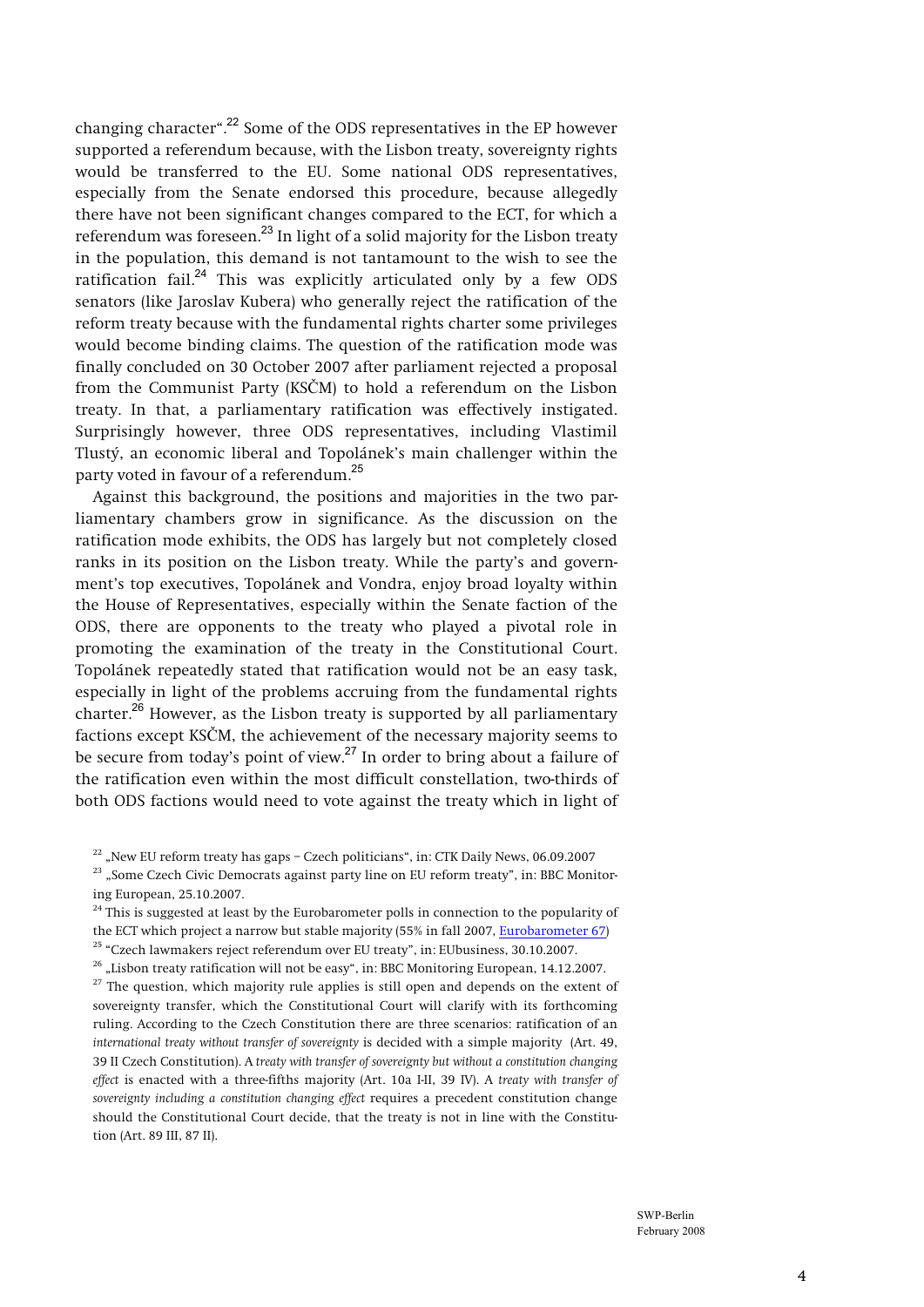changing character".[22] Some of the ODS representatives in the EP however supported a referendum because, with the Lisbon treaty, sovereignty rights would be transferred to the EU. Some national ODS representatives, especially from the Senate endorsed this procedure, because allegedly there have not been significant changes compared to the ECT, for which a referendum was foreseen.[23] In light of a solid majority for the Lisbon treaty in the population, this demand is not tantamount to the wish to see the ratification fail.[24] This was explicitly articulated only by a few ODS senators (like Jaroslav Kubera) who generally reject the ratification of the reform treaty because with the fundamental rights charter some privileges would become binding claims. The question of the ratification mode was finally concluded on 30 October 2007 after parliament rejected a proposal from the Communist Party (KSČM) to hold a referendum on the Lisbon treaty. In that, a parliamentary ratification was effectively instigated. Surprisingly however, three ODS representatives, including Vlastimil Tlustý, an economic liberal and Topolánek's main challenger within the party voted in favour of a referendum.[25]

Against this background, the positions and majorities in the two parliamentary chambers grow in significance. As the discussion on the ratification mode exhibits, the ODS has largely but not completely closed ranks in its position on the Lisbon treaty. While the party's and government's top executives, Topolánek and Vondra, enjoy broad loyalty within the House of Representatives, especially within the Senate faction of the ODS, there are opponents to the treaty who played a pivotal role in promoting the examination of the treaty in the Constitutional Court. Topolánek repeatedly stated that ratification would not be an easy task, especially in light of the problems accruing from the fundamental rights charter.[26] However, as the Lisbon treaty is supported by all parliamentary factions except KSČM, the achievement of the necessary majority seems to be secure from today's point of view.[27] In order to bring about a failure of the ratification even within the most difficult constellation, two-thirds of both ODS factions would need to vote against the treaty which in light of

[22] „New EU reform treaty has gaps – Czech politicians", in: CTK Daily News, 06.09.2007

[23] „Some Czech Civic Democrats against party line on EU reform treaty", in: BBC Monitoring European, 25.10.2007.

[24] This is suggested at least by the Eurobarometer polls in connection to the popularity of the ECT which project a narrow but stable majority (55% in fall 2007, Eurobarometer 67)

[25] "Czech lawmakers reject referendum over EU treaty", in: EUbusiness, 30.10.2007.

[26] „Lisbon treaty ratification will not be easy", in: BBC Monitoring European, 14.12.2007.

[27] The question, which majority rule applies is still open and depends on the extent of sovereignty transfer, which the Constitutional Court will clarify with its forthcoming ruling. According to the Czech Constitution there are three scenarios: ratification of an *international treaty without transfer of sovereignty* is decided with a simple majority (Art. 49, 39 II Czech Constitution). A *treaty with transfer of sovereignty but without a constitution changing effect* is enacted with a three-fifths majority (Art. 10a I-II, 39 IV). A *treaty with transfer of sovereignty including a constitution changing effect* requires a precedent constitution change should the Constitutional Court decide, that the treaty is not in line with the Constitution (Art. 89 III, 87 II).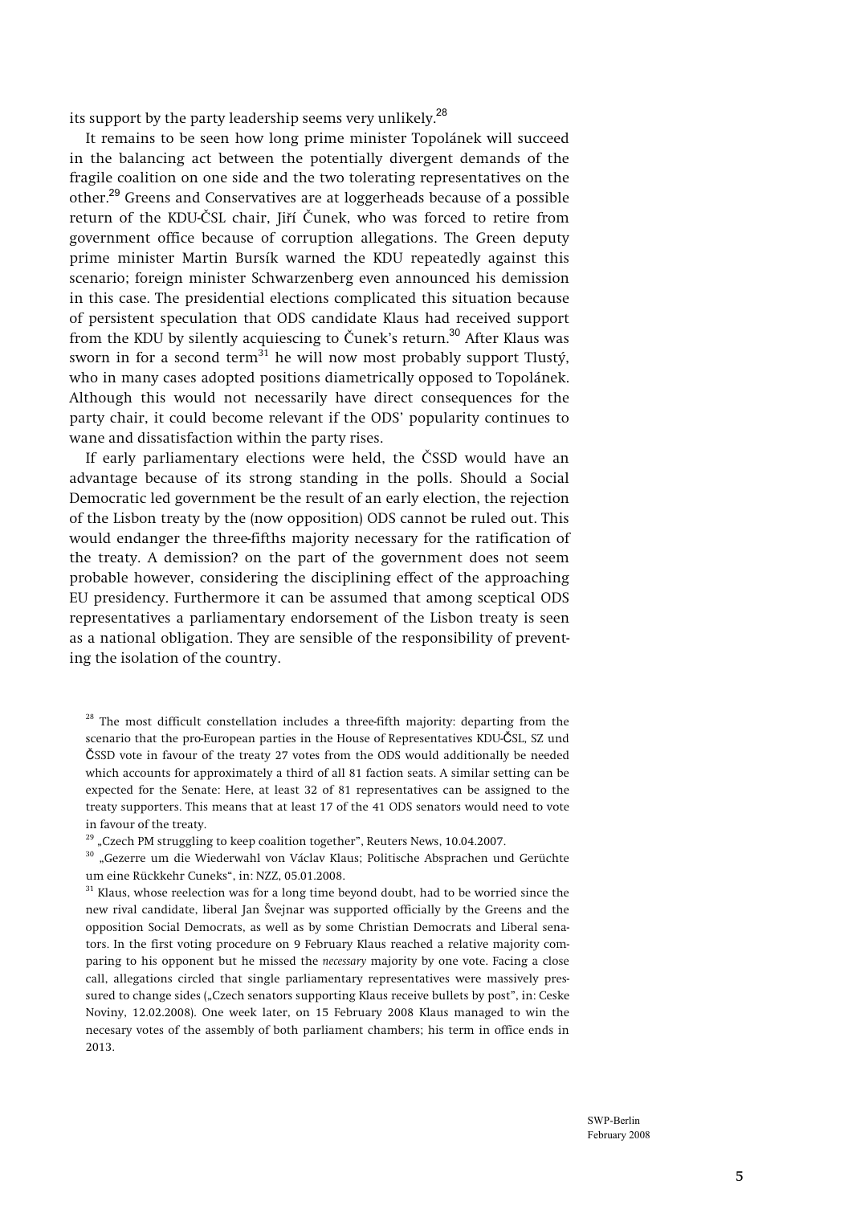its support by the party leadership seems very unlikely.[28]

It remains to be seen how long prime minister Topolánek will succeed in the balancing act between the potentially divergent demands of the fragile coalition on one side and the two tolerating representatives on the other.[29] Greens and Conservatives are at loggerheads because of a possible return of the KDU-ČSL chair, Jiří Čunek, who was forced to retire from government office because of corruption allegations. The Green deputy prime minister Martin Bursík warned the KDU repeatedly against this scenario; foreign minister Schwarzenberg even announced his demission in this case. The presidential elections complicated this situation because of persistent speculation that ODS candidate Klaus had received support from the KDU by silently acquiescing to Čunek's return.[30] After Klaus was sworn in for a second term[31] he will now most probably support Tlustý, who in many cases adopted positions diametrically opposed to Topolánek. Although this would not necessarily have direct consequences for the party chair, it could become relevant if the ODS' popularity continues to wane and dissatisfaction within the party rises.

If early parliamentary elections were held, the ČSSD would have an advantage because of its strong standing in the polls. Should a Social Democratic led government be the result of an early election, the rejection of the Lisbon treaty by the (now opposition) ODS cannot be ruled out. This would endanger the three-fifths majority necessary for the ratification of the treaty. A demission? on the part of the government does not seem probable however, considering the disciplining effect of the approaching EU presidency. Furthermore it can be assumed that among sceptical ODS representatives a parliamentary endorsement of the Lisbon treaty is seen as a national obligation. They are sensible of the responsibility of preventing the isolation of the country.

[28] The most difficult constellation includes a three-fifth majority: departing from the scenario that the pro-European parties in the House of Representatives KDU-ČSL, SZ und ČSSD vote in favour of the treaty 27 votes from the ODS would additionally be needed which accounts for approximately a third of all 81 faction seats. A similar setting can be expected for the Senate: Here, at least 32 of 81 representatives can be assigned to the treaty supporters. This means that at least 17 of the 41 ODS senators would need to vote in favour of the treaty.

[29] „Czech PM struggling to keep coalition together", Reuters News, 10.04.2007.

[30] „Gezerre um die Wiederwahl von Václav Klaus; Politische Absprachen und Gerüchte um eine Rückkehr Cuneks", in: NZZ, 05.01.2008.

[31] Klaus, whose reelection was for a long time beyond doubt, had to be worried since the new rival candidate, liberal Jan Švejnar was supported officially by the Greens and the opposition Social Democrats, as well as by some Christian Democrats and Liberal senators. In the first voting procedure on 9 February Klaus reached a relative majority comparing to his opponent but he missed the *necessary* majority by one vote. Facing a close call, allegations circled that single parliamentary representatives were massively pressured to change sides („Czech senators supporting Klaus receive bullets by post", in: Ceske Noviny, 12.02.2008). One week later, on 15 February 2008 Klaus managed to win the necesary votes of the assembly of both parliament chambers; his term in office ends in 2013.